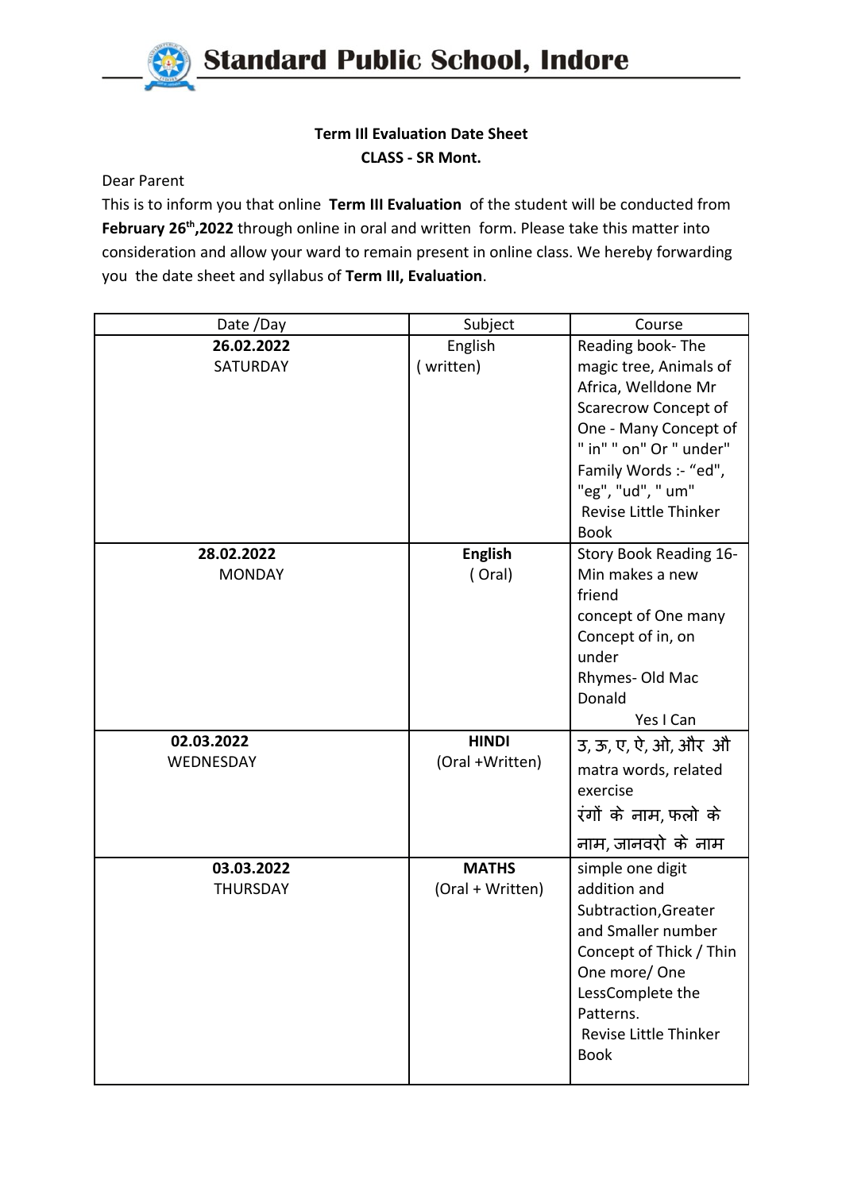# Standard Public School, Indore

**Term III Evaluation Date Sheet**

**CLASS - SR Mont.**

Dear Parent

This is to inform you that online **Term III Evaluation** of the student will be conducted from **February 26th,2022** through online in oral and written form. Please take this matter into consideration and allow your ward to remain present in online class. We hereby forwarding you the date sheet and syllabus of **Term III, Evaluation**.

| Date /Day | Subject | Course |
|---|---|---|
| **26.02.2022** SATURDAY | English ( written) | Reading book- The magic tree, Animals of Africa, Welldone Mr Scarecrow Concept of One - Many Concept of " in" " on" Or " under" Family Words :- "ed", "eg", "ud", " um" Revise Little Thinker Book |
| **28.02.2022** MONDAY | **English** ( Oral) | Story Book Reading 16- Min makes a new friend concept of One many Concept of in, on under Rhymes- Old Mac Donald Yes I Can |
| **02.03.2022** WEDNESDAY | **HINDI** (Oral +Written) | उ, ऊ, ए, ऐ, ओ, और औ matra words, related exercise रंगों के नाम, फलो के नाम, जानवरो के नाम |
| **03.03.2022** THURSDAY | **MATHS** (Oral + Written) | simple one digit addition and Subtraction,Greater and Smaller number Concept of Thick / Thin One more/ One LessComplete the Patterns. Revise Little Thinker Book |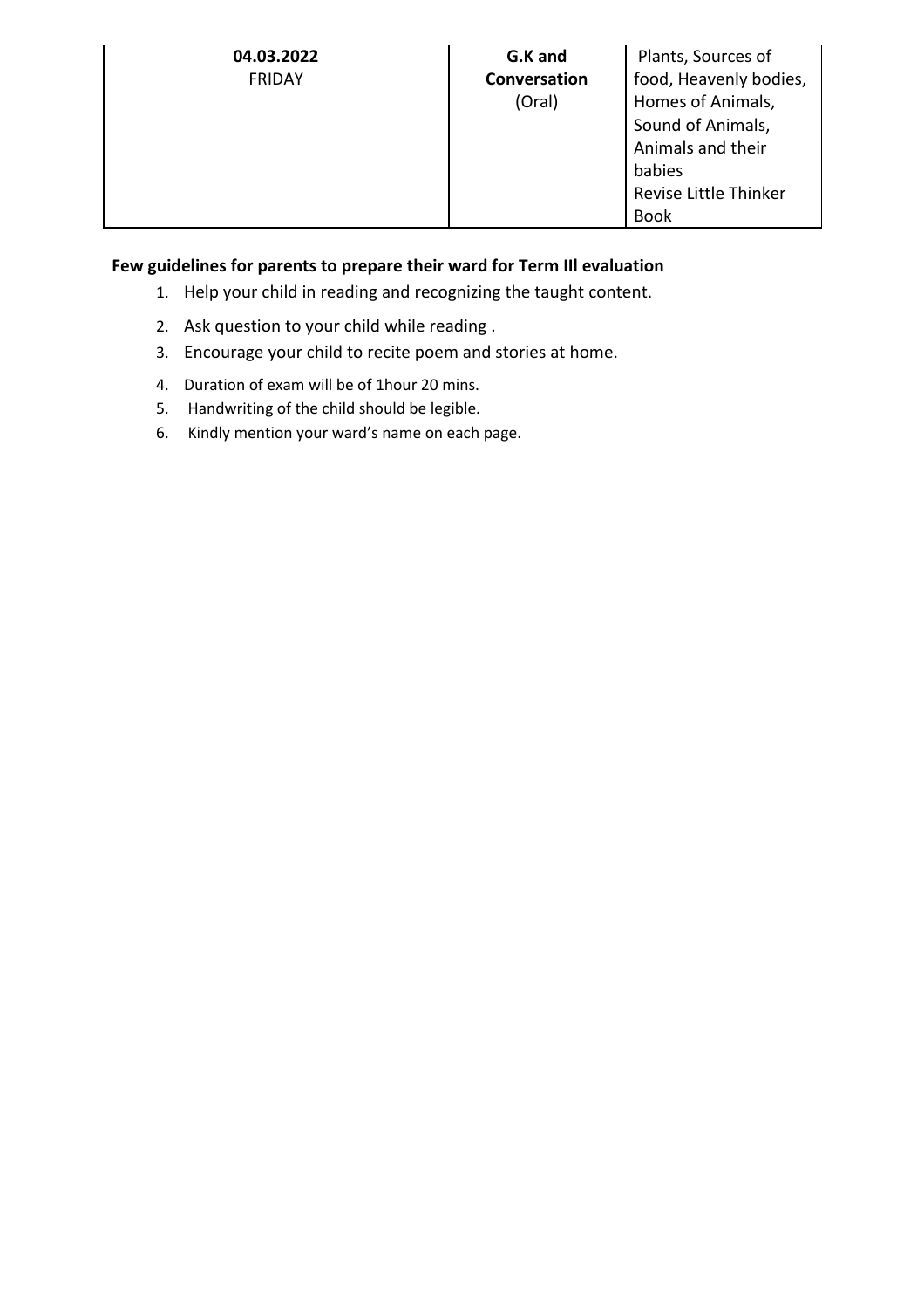| | | |
|---|---|---|
| **04.03.2022** FRIDAY | **G.K and Conversation** (Oral) | Plants, Sources of food, Heavenly bodies, Homes of Animals, Sound of Animals, Animals and their babies Revise Little Thinker Book |

**Few guidelines for parents to prepare their ward for Term III evaluation**

1. Help your child in reading and recognizing the taught content.
2. Ask question to your child while reading .
3. Encourage your child to recite poem and stories at home.
4. Duration of exam will be of 1hour 20 mins.
5. Handwriting of the child should be legible.
6. Kindly mention your ward's name on each page.